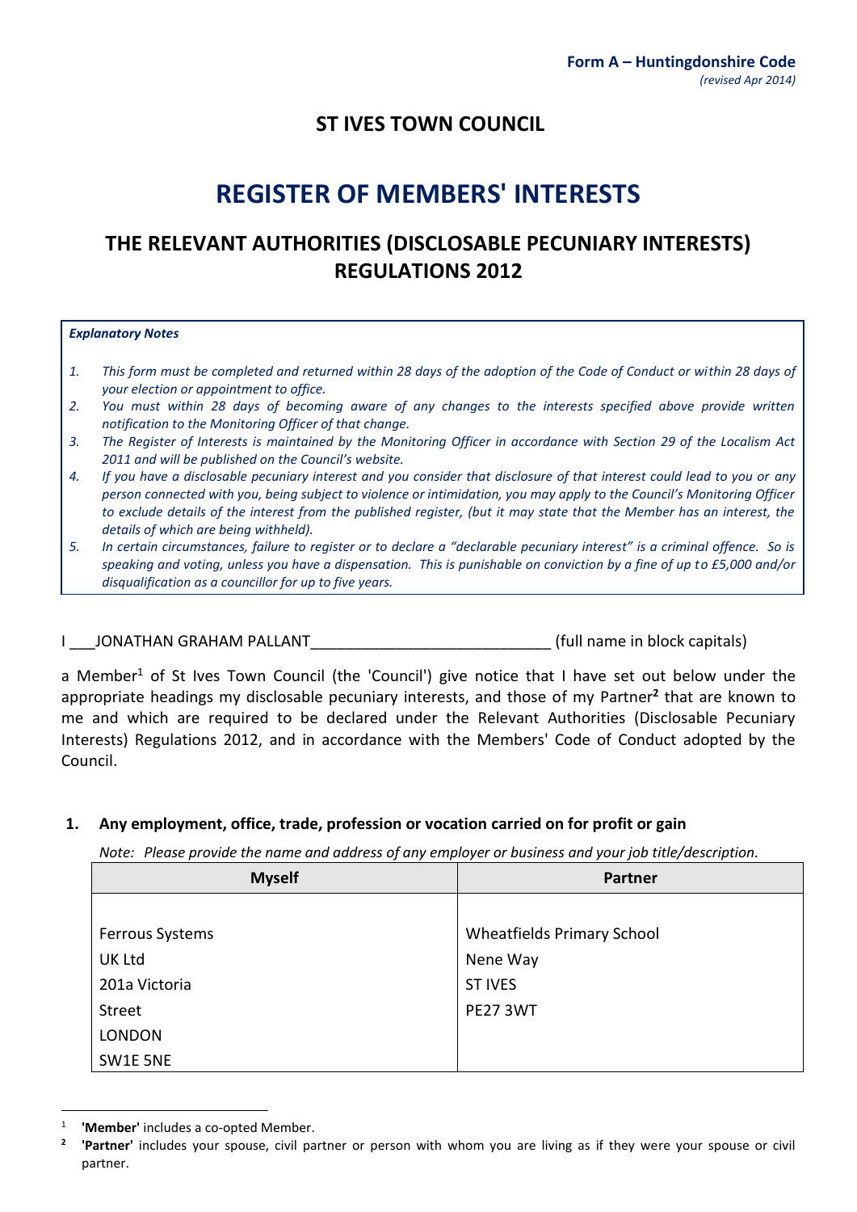**Form A – Huntingdonshire Code**
*(revised Apr 2014)*

## ST IVES TOWN COUNCIL

# REGISTER OF MEMBERS' INTERESTS

## THE RELEVANT AUTHORITIES (DISCLOSABLE PECUNIARY INTERESTS) REGULATIONS 2012

***Explanatory Notes***

1. *This form must be completed and returned within 28 days of the adoption of the Code of Conduct or within 28 days of your election or appointment to office.*
2. *You must within 28 days of becoming aware of any changes to the interests specified above provide written notification to the Monitoring Officer of that change.*
3. *The Register of Interests is maintained by the Monitoring Officer in accordance with Section 29 of the Localism Act 2011 and will be published on the Council's website.*
4. *If you have a disclosable pecuniary interest and you consider that disclosure of that interest could lead to you or any person connected with you, being subject to violence or intimidation, you may apply to the Council's Monitoring Officer to exclude details of the interest from the published register, (but it may state that the Member has an interest, the details of which are being withheld).*
5. *In certain circumstances, failure to register or to declare a "declarable pecuniary interest" is a criminal offence. So is speaking and voting, unless you have a dispensation. This is punishable on conviction by a fine of up to £5,000 and/or disqualification as a councillor for up to five years.*

I ___JONATHAN GRAHAM PALLANT____________________________ (full name in block capitals)

a Member[1] of St Ives Town Council (the 'Council') give notice that I have set out below under the appropriate headings my disclosable pecuniary interests, and those of my Partner[2] that are known to me and which are required to be declared under the Relevant Authorities (Disclosable Pecuniary Interests) Regulations 2012, and in accordance with the Members' Code of Conduct adopted by the Council.

### 1. Any employment, office, trade, profession or vocation carried on for profit or gain

*Note: Please provide the name and address of any employer or business and your job title/description.*

| Myself | Partner |
|---|---|
| Ferrous Systems<br>UK Ltd<br>201a Victoria<br>Street<br>LONDON<br>SW1E 5NE | Wheatfields Primary School<br>Nene Way<br>ST IVES<br>PE27 3WT |

[1] **'Member'** includes a co-opted Member.

[2] **'Partner'** includes your spouse, civil partner or person with whom you are living as if they were your spouse or civil partner.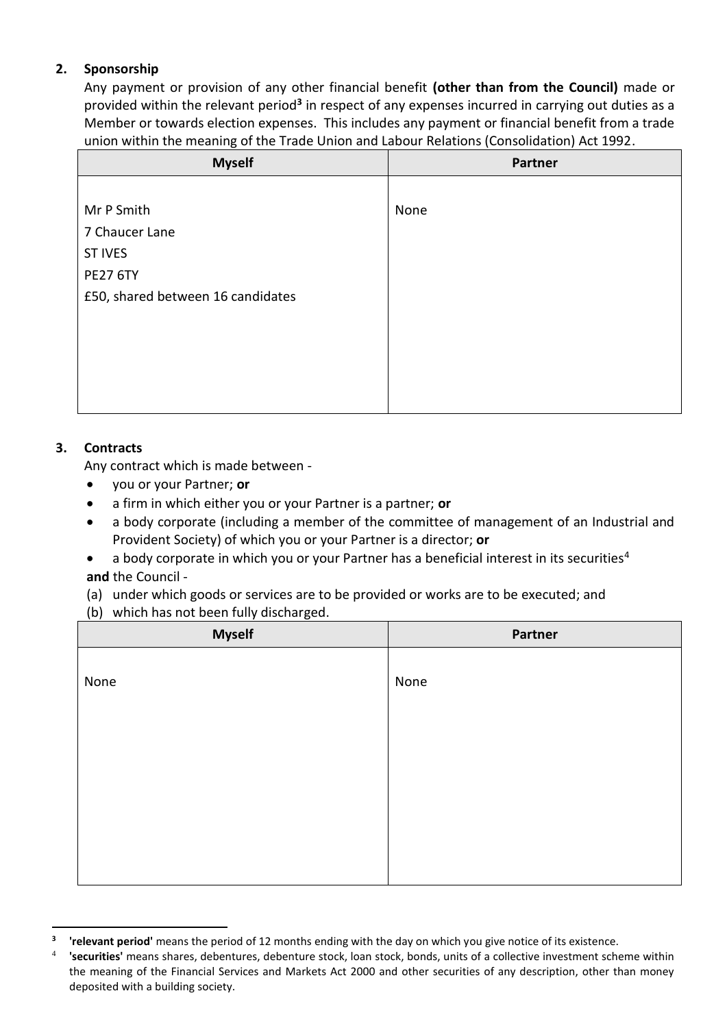## 2. Sponsorship

Any payment or provision of any other financial benefit **(other than from the Council)** made or provided within the relevant period[3] in respect of any expenses incurred in carrying out duties as a Member or towards election expenses. This includes any payment or financial benefit from a trade union within the meaning of the Trade Union and Labour Relations (Consolidation) Act 1992.

| Myself | Partner |
|---|---|
| Mr P Smith<br>7 Chaucer Lane<br>ST IVES<br>PE27 6TY<br>£50, shared between 16 candidates | None |

## 3. Contracts

Any contract which is made between -

- you or your Partner; **or**
- a firm in which either you or your Partner is a partner; **or**
- a body corporate (including a member of the committee of management of an Industrial and Provident Society) of which you or your Partner is a director; **or**
- a body corporate in which you or your Partner has a beneficial interest in its securities[4]

**and** the Council -

(a) under which goods or services are to be provided or works are to be executed; and
(b) which has not been fully discharged.

| Myself | Partner |
|---|---|
| None | None |

---

[3] **'relevant period'** means the period of 12 months ending with the day on which you give notice of its existence.

[4] **'securities'** means shares, debentures, debenture stock, loan stock, bonds, units of a collective investment scheme within the meaning of the Financial Services and Markets Act 2000 and other securities of any description, other than money deposited with a building society.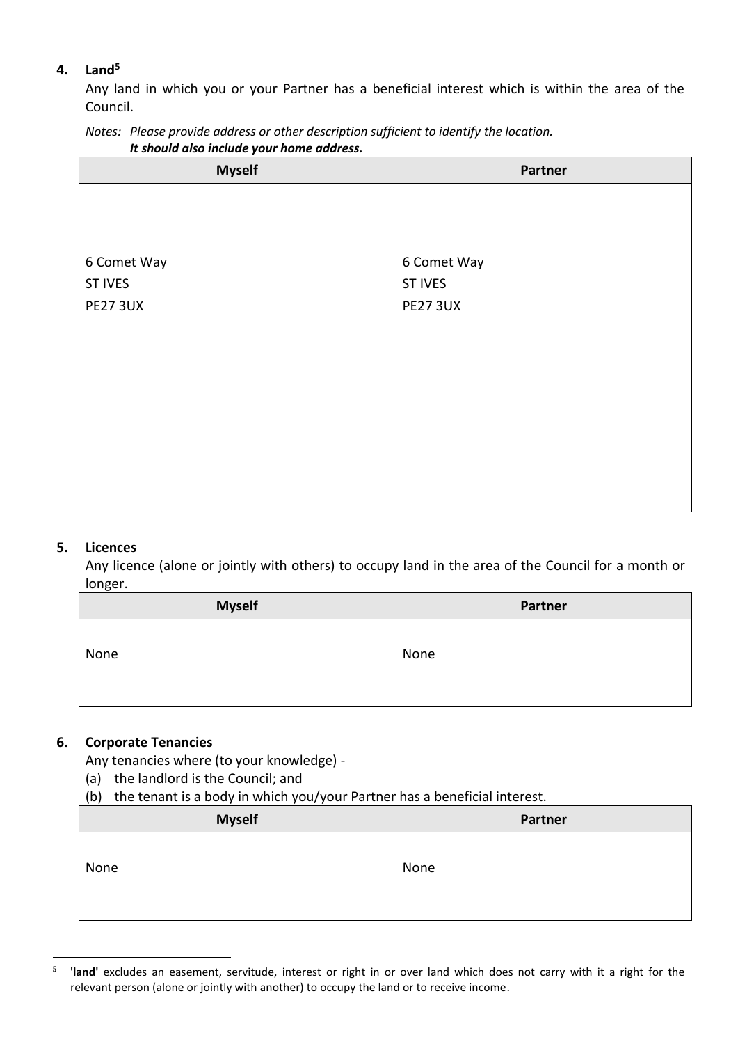**4. Land[5]**

Any land in which you or your Partner has a beneficial interest which is within the area of the Council.

*Notes: Please provide address or other description sufficient to identify the location.*
***It should also include your home address.***

| Myself | Partner |
| --- | --- |
| 6 Comet Way<br>ST IVES<br>PE27 3UX | 6 Comet Way<br>ST IVES<br>PE27 3UX |

**5. Licences**

Any licence (alone or jointly with others) to occupy land in the area of the Council for a month or longer.

| Myself | Partner |
| --- | --- |
| None | None |

**6. Corporate Tenancies**

Any tenancies where (to your knowledge) -

(a) the landlord is the Council; and

(b) the tenant is a body in which you/your Partner has a beneficial interest.

| Myself | Partner |
| --- | --- |
| None | None |

[5] **'land'** excludes an easement, servitude, interest or right in or over land which does not carry with it a right for the relevant person (alone or jointly with another) to occupy the land or to receive income.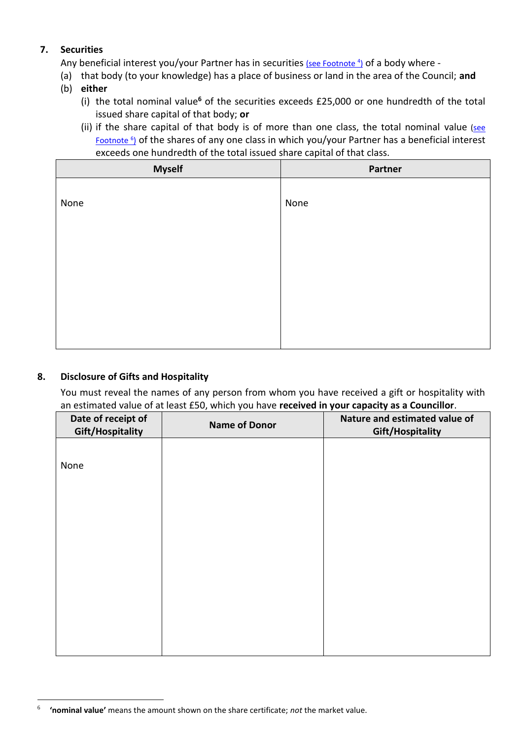## 7. Securities

Any beneficial interest you/your Partner has in securities (see Footnote [4]) of a body where -

(a) that body (to your knowledge) has a place of business or land in the area of the Council; **and**

(b) **either**

 (i) the total nominal value[6] of the securities exceeds £25,000 or one hundredth of the total issued share capital of that body; **or**

 (ii) if the share capital of that body is of more than one class, the total nominal value (see Footnote [6]) of the shares of any one class in which you/your Partner has a beneficial interest exceeds one hundredth of the total issued share capital of that class.

| Myself | Partner |
|---|---|
| None | None |

## 8. Disclosure of Gifts and Hospitality

You must reveal the names of any person from whom you have received a gift or hospitality with an estimated value of at least £50, which you have **received in your capacity as a Councillor**.

| Date of receipt of Gift/Hospitality | Name of Donor | Nature and estimated value of Gift/Hospitality |
|---|---|---|
| None | | |

[6] **'nominal value'** means the amount shown on the share certificate; *not* the market value.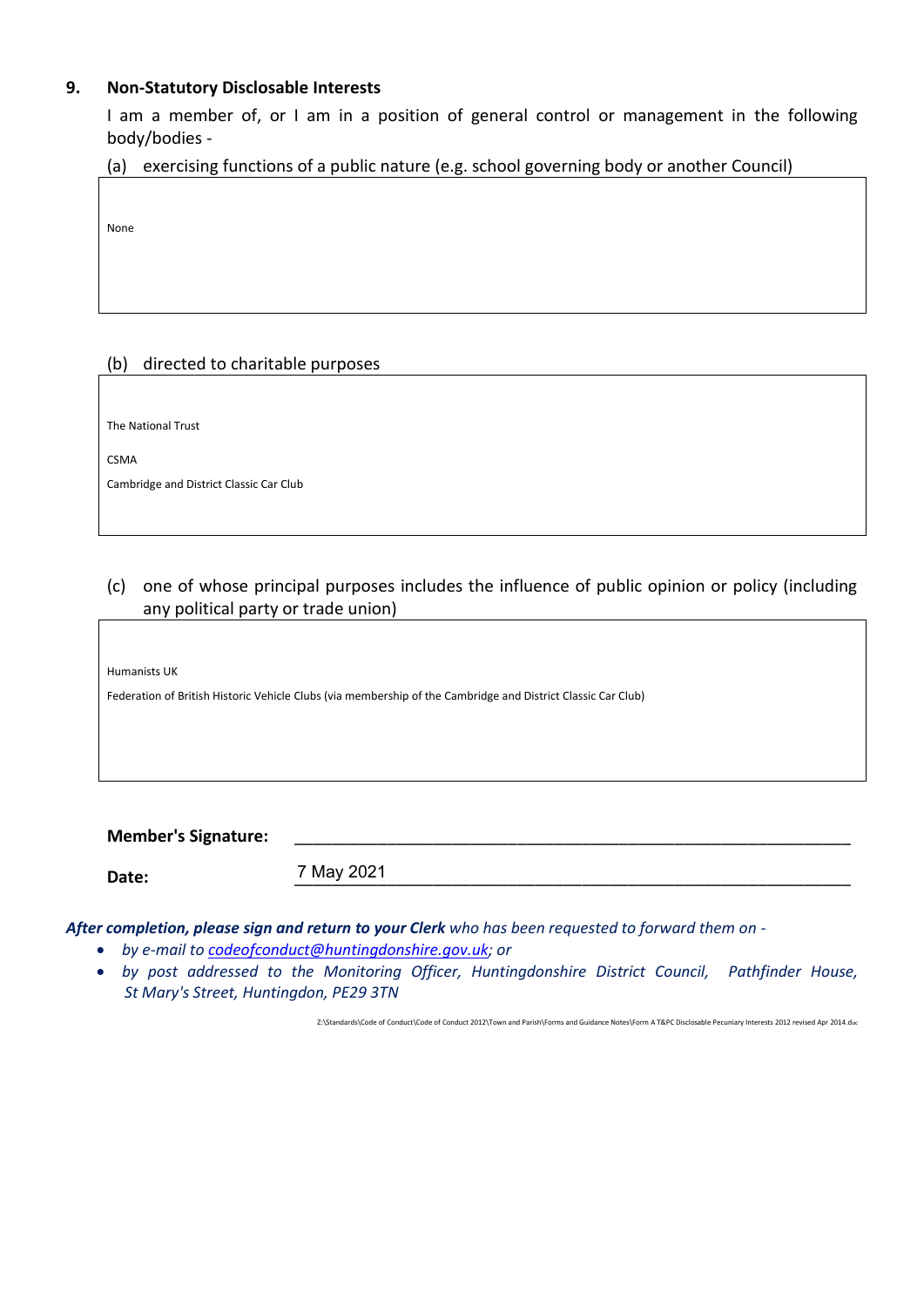## 9. Non-Statutory Disclosable Interests

I am a member of, or I am in a position of general control or management in the following body/bodies -

(a) exercising functions of a public nature (e.g. school governing body or another Council)

None

(b) directed to charitable purposes

The National Trust

CSMA

Cambridge and District Classic Car Club

(c) one of whose principal purposes includes the influence of public opinion or policy (including any political party or trade union)

Humanists UK

Federation of British Historic Vehicle Clubs (via membership of the Cambridge and District Classic Car Club)

**Member's Signature:** ____________________________________________

**Date:** 7 May 2021

***After completion, please sign and return to your Clerk*** *who has been requested to forward them on -*

- *by e-mail to [codeofconduct@huntingdonshire.gov.uk](mailto:codeofconduct@huntingdonshire.gov.uk); or*
- *by post addressed to the Monitoring Officer, Huntingdonshire District Council, Pathfinder House, St Mary's Street, Huntingdon, PE29 3TN*

Z:\Standards\Code of Conduct\Code of Conduct 2012\Town and Parish\Forms and Guidance Notes\Form A T&PC Disclosable Pecuniary Interests 2012 revised Apr 2014.doc